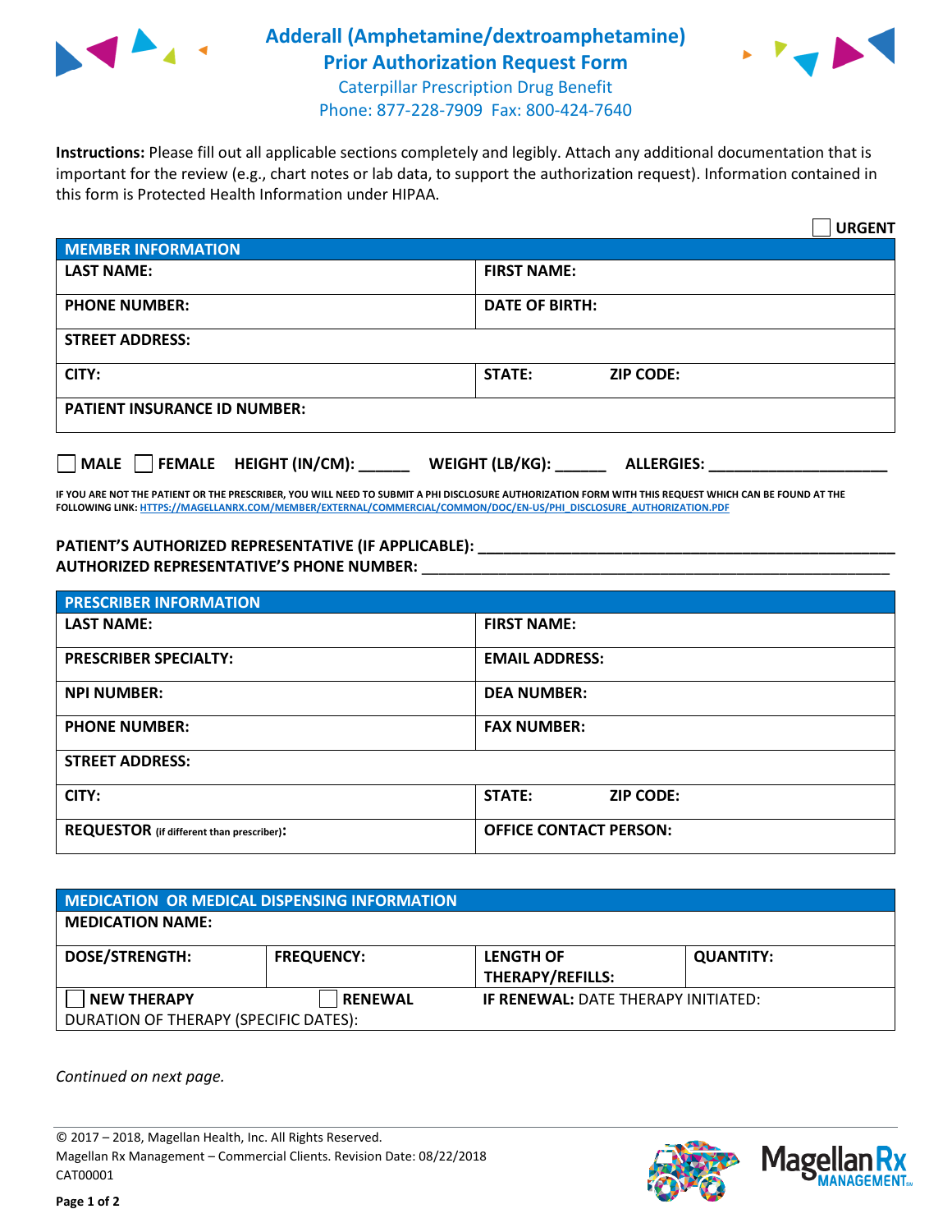# Adderall (Amphetamine/dextroamphetamine) Prior Authorization Request Form

Caterpillar Prescription Drug Benefit
Phone: 877-228-7909 Fax: 800-424-7640

**Instructions:** Please fill out all applicable sections completely and legibly. Attach any additional documentation that is important for the review (e.g., chart notes or lab data, to support the authorization request). Information contained in this form is Protected Health Information under HIPAA.

☐ **URGENT**

| MEMBER INFORMATION | |
|---|---|
| **LAST NAME:** | **FIRST NAME:** |
| **PHONE NUMBER:** | **DATE OF BIRTH:** |
| **STREET ADDRESS:** | |
| **CITY:** | **STATE:** **ZIP CODE:** |
| **PATIENT INSURANCE ID NUMBER:** | |

☐ **MALE** ☐ **FEMALE** **HEIGHT (IN/CM):** ______ **WEIGHT (LB/KG):** ______ **ALLERGIES:** ____________________

**IF YOU ARE NOT THE PATIENT OR THE PRESCRIBER, YOU WILL NEED TO SUBMIT A PHI DISCLOSURE AUTHORIZATION FORM WITH THIS REQUEST WHICH CAN BE FOUND AT THE FOLLOWING LINK: HTTPS://MAGELLANRX.COM/MEMBER/EXTERNAL/COMMERCIAL/COMMON/DOC/EN-US/PHI_DISCLOSURE_AUTHORIZATION.PDF**

**PATIENT'S AUTHORIZED REPRESENTATIVE (IF APPLICABLE):** ____________________________________________

**AUTHORIZED REPRESENTATIVE'S PHONE NUMBER:** ____________________________________________

| PRESCRIBER INFORMATION | |
|---|---|
| **LAST NAME:** | **FIRST NAME:** |
| **PRESCRIBER SPECIALTY:** | **EMAIL ADDRESS:** |
| **NPI NUMBER:** | **DEA NUMBER:** |
| **PHONE NUMBER:** | **FAX NUMBER:** |
| **STREET ADDRESS:** | |
| **CITY:** | **STATE:** **ZIP CODE:** |
| **REQUESTOR** (if different than prescriber)**:** | **OFFICE CONTACT PERSON:** |

| MEDICATION OR MEDICAL DISPENSING INFORMATION | | | |
|---|---|---|---|
| **MEDICATION NAME:** | | | |
| **DOSE/STRENGTH:** | **FREQUENCY:** | **LENGTH OF THERAPY/REFILLS:** | **QUANTITY:** |
| ☐ **NEW THERAPY** | ☐ **RENEWAL** | **IF RENEWAL:** DATE THERAPY INITIATED: | |
| DURATION OF THERAPY (SPECIFIC DATES): | | | |

*Continued on next page.*

© 2017 – 2018, Magellan Health, Inc. All Rights Reserved.
Magellan Rx Management – Commercial Clients. Revision Date: 08/22/2018
CAT00001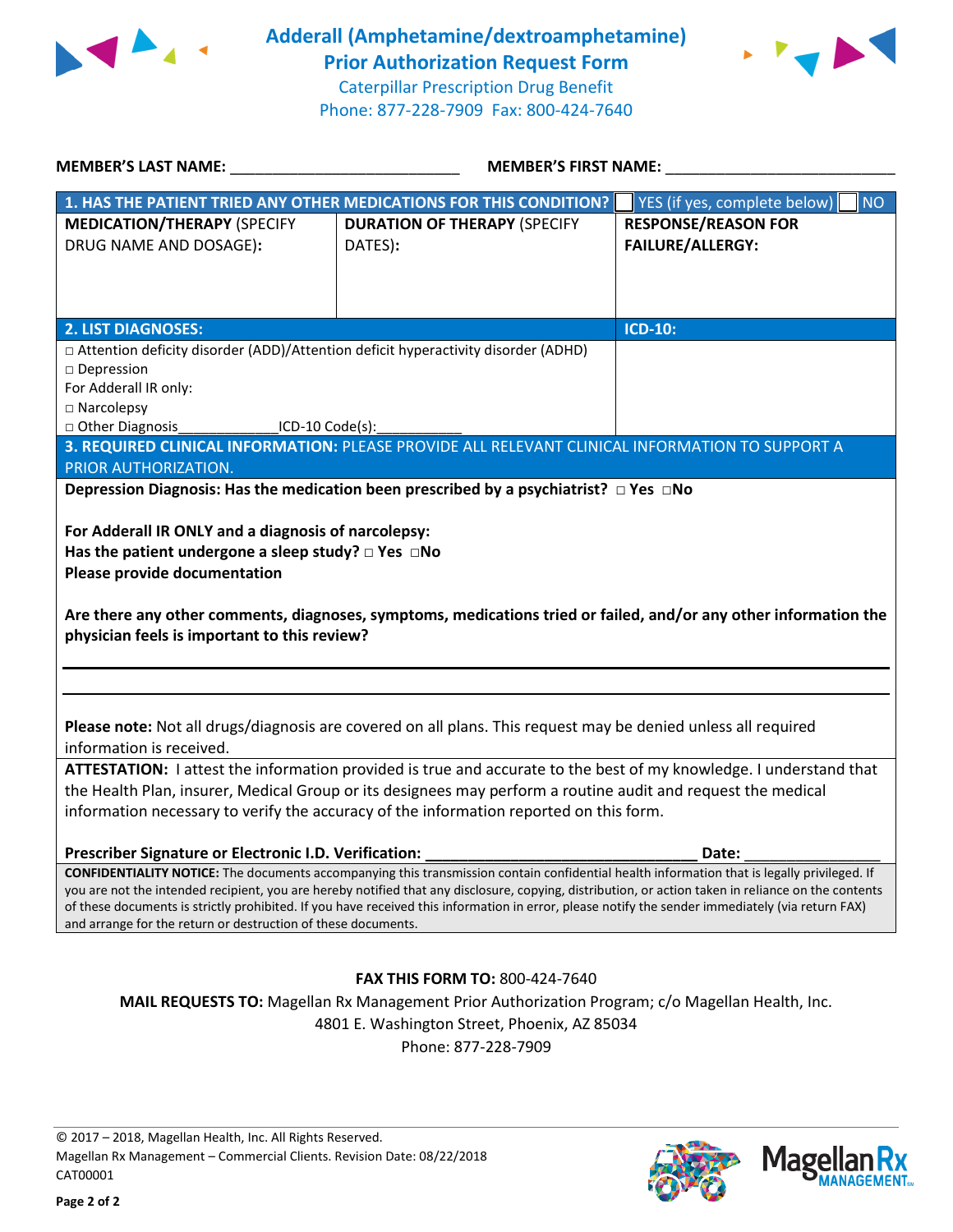# Adderall (Amphetamine/dextroamphetamine) Prior Authorization Request Form

Caterpillar Prescription Drug Benefit
Phone: 877-228-7909 Fax: 800-424-7640

**MEMBER'S LAST NAME:** ___________________________ **MEMBER'S FIRST NAME:** ___________________________

| **1. HAS THE PATIENT TRIED ANY OTHER MEDICATIONS FOR THIS CONDITION?** | | ☐ YES (if yes, complete below) ☐ NO |
|---|---|---|
| **MEDICATION/THERAPY** (SPECIFY DRUG NAME AND DOSAGE): | **DURATION OF THERAPY** (SPECIFY DATES): | **RESPONSE/REASON FOR FAILURE/ALLERGY:** |
| | | |

| **2. LIST DIAGNOSES:** | **ICD-10:** |
|---|---|
| □ Attention deficity disorder (ADD)/Attention deficit hyperactivity disorder (ADHD)<br>□ Depression<br>For Adderall IR only:<br>□ Narcolepsy<br>□ Other Diagnosis____________ICD-10 Code(s):___________ | |

**3. REQUIRED CLINICAL INFORMATION:** PLEASE PROVIDE ALL RELEVANT CLINICAL INFORMATION TO SUPPORT A PRIOR AUTHORIZATION.

**Depression Diagnosis: Has the medication been prescribed by a psychiatrist? □ Yes □No**

**For Adderall IR ONLY and a diagnosis of narcolepsy:**
**Has the patient undergone a sleep study? □ Yes □No**
**Please provide documentation**

**Are there any other comments, diagnoses, symptoms, medications tried or failed, and/or any other information the physician feels is important to this review?**

_______________________________________________________________

_______________________________________________________________

**Please note:** Not all drugs/diagnosis are covered on all plans. This request may be denied unless all required information is received.

**ATTESTATION:** I attest the information provided is true and accurate to the best of my knowledge. I understand that the Health Plan, insurer, Medical Group or its designees may perform a routine audit and request the medical information necessary to verify the accuracy of the information reported on this form.

**Prescriber Signature or Electronic I.D. Verification:** ________________________________ **Date:** ________________

**CONFIDENTIALITY NOTICE:** The documents accompanying this transmission contain confidential health information that is legally privileged. If you are not the intended recipient, you are hereby notified that any disclosure, copying, distribution, or action taken in reliance on the contents of these documents is strictly prohibited. If you have received this information in error, please notify the sender immediately (via return FAX) and arrange for the return or destruction of these documents.

**FAX THIS FORM TO:** 800-424-7640
**MAIL REQUESTS TO:** Magellan Rx Management Prior Authorization Program; c/o Magellan Health, Inc.
4801 E. Washington Street, Phoenix, AZ 85034
Phone: 877-228-7909

© 2017 – 2018, Magellan Health, Inc. All Rights Reserved.
Magellan Rx Management – Commercial Clients. Revision Date: 08/22/2018
CAT00001